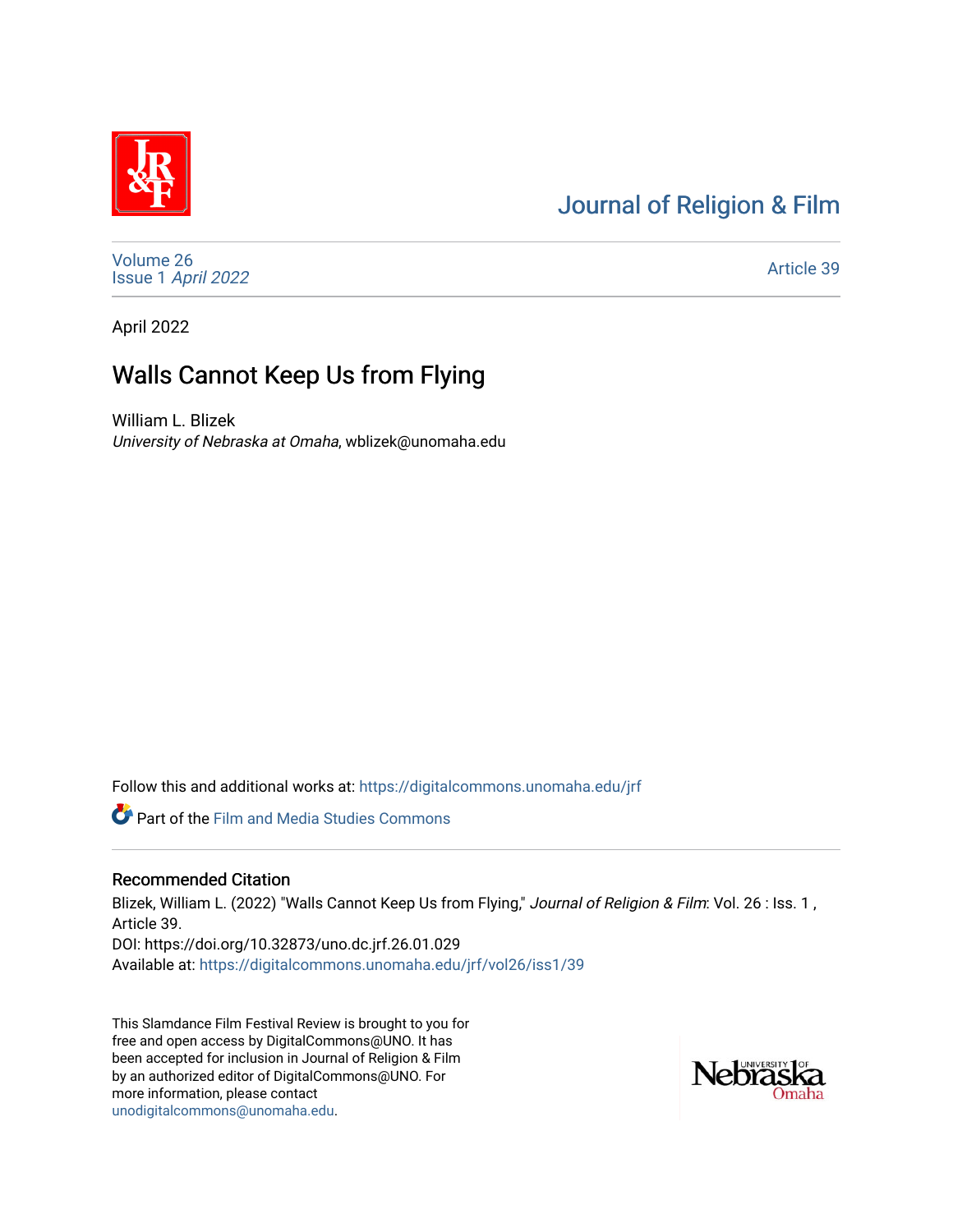Journal of Religion & Film

Volume 26
Issue 1 *April 2022*

Article 39

April 2022

# Walls Cannot Keep Us from Flying

William L. Blizek
*University of Nebraska at Omaha*, wblizek@unomaha.edu

Follow this and additional works at: https://digitalcommons.unomaha.edu/jrf

Part of the Film and Media Studies Commons

## Recommended Citation

Blizek, William L. (2022) "Walls Cannot Keep Us from Flying," *Journal of Religion & Film*: Vol. 26 : Iss. 1 , Article 39.
DOI: https://doi.org/10.32873/uno.dc.jrf.26.01.029
Available at: https://digitalcommons.unomaha.edu/jrf/vol26/iss1/39

This Slamdance Film Festival Review is brought to you for free and open access by DigitalCommons@UNO. It has been accepted for inclusion in Journal of Religion & Film by an authorized editor of DigitalCommons@UNO. For more information, please contact unodigitalcommons@unomaha.edu.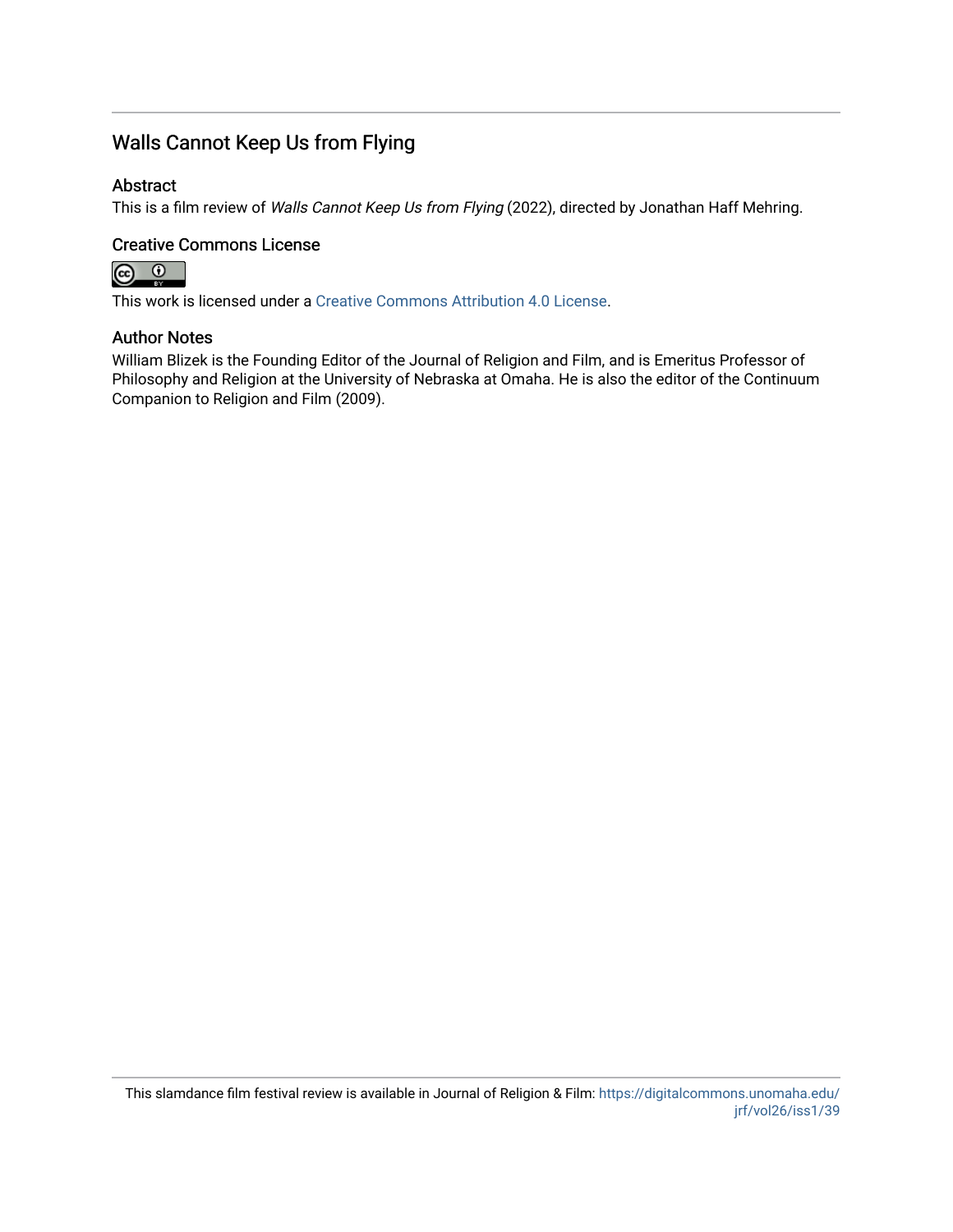## Walls Cannot Keep Us from Flying

### Abstract

This is a film review of *Walls Cannot Keep Us from Flying* (2022), directed by Jonathan Haff Mehring.

### Creative Commons License

This work is licensed under a Creative Commons Attribution 4.0 License.

### Author Notes

William Blizek is the Founding Editor of the Journal of Religion and Film, and is Emeritus Professor of Philosophy and Religion at the University of Nebraska at Omaha. He is also the editor of the Continuum Companion to Religion and Film (2009).

This slamdance film festival review is available in Journal of Religion & Film: https://digitalcommons.unomaha.edu/jrf/vol26/iss1/39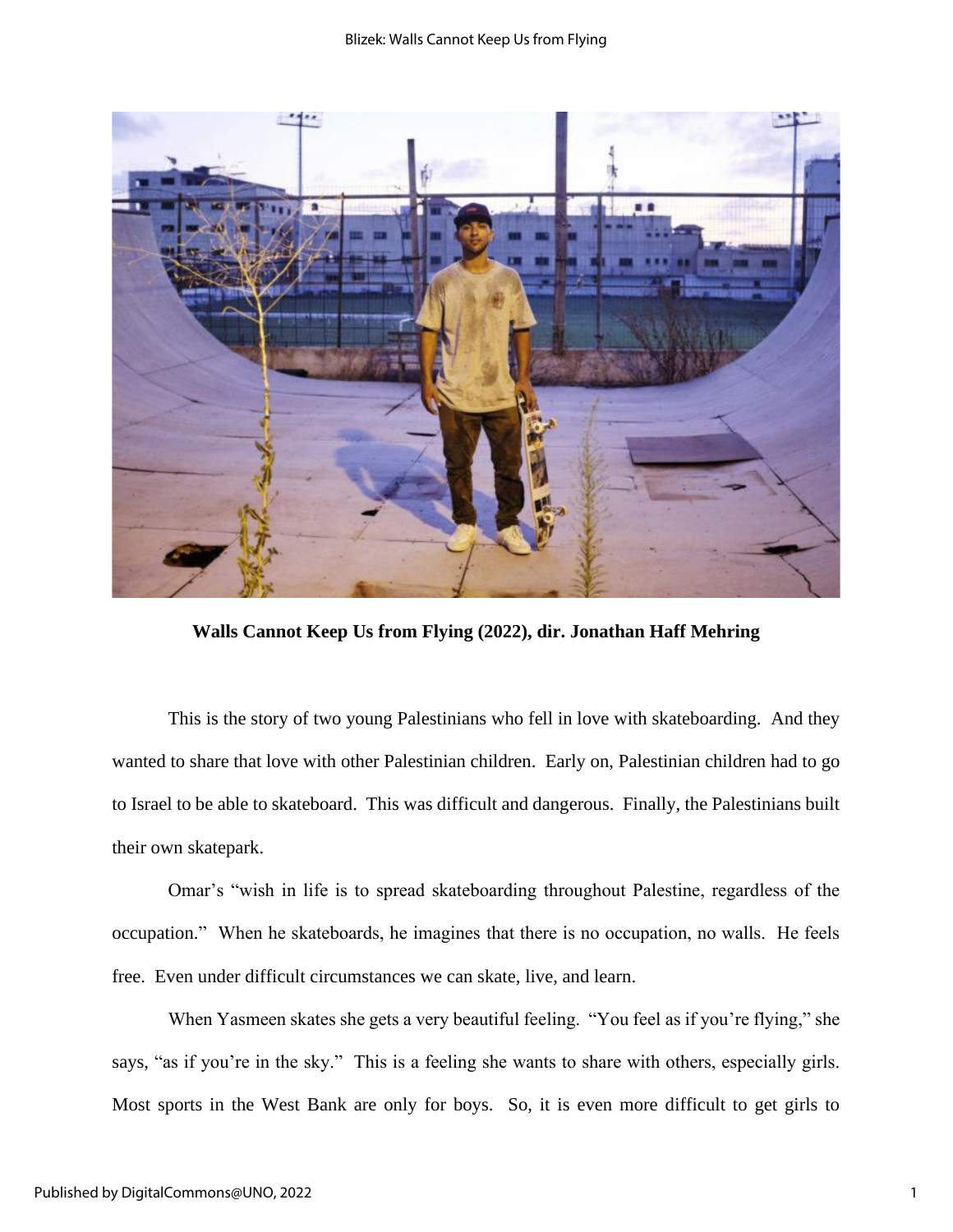**Walls Cannot Keep Us from Flying (2022), dir. Jonathan Haff Mehring**

This is the story of two young Palestinians who fell in love with skateboarding. And they wanted to share that love with other Palestinian children. Early on, Palestinian children had to go to Israel to be able to skateboard. This was difficult and dangerous. Finally, the Palestinians built their own skatepark.

Omar's "wish in life is to spread skateboarding throughout Palestine, regardless of the occupation." When he skateboards, he imagines that there is no occupation, no walls. He feels free. Even under difficult circumstances we can skate, live, and learn.

When Yasmeen skates she gets a very beautiful feeling. "You feel as if you're flying," she says, "as if you're in the sky." This is a feeling she wants to share with others, especially girls. Most sports in the West Bank are only for boys. So, it is even more difficult to get girls to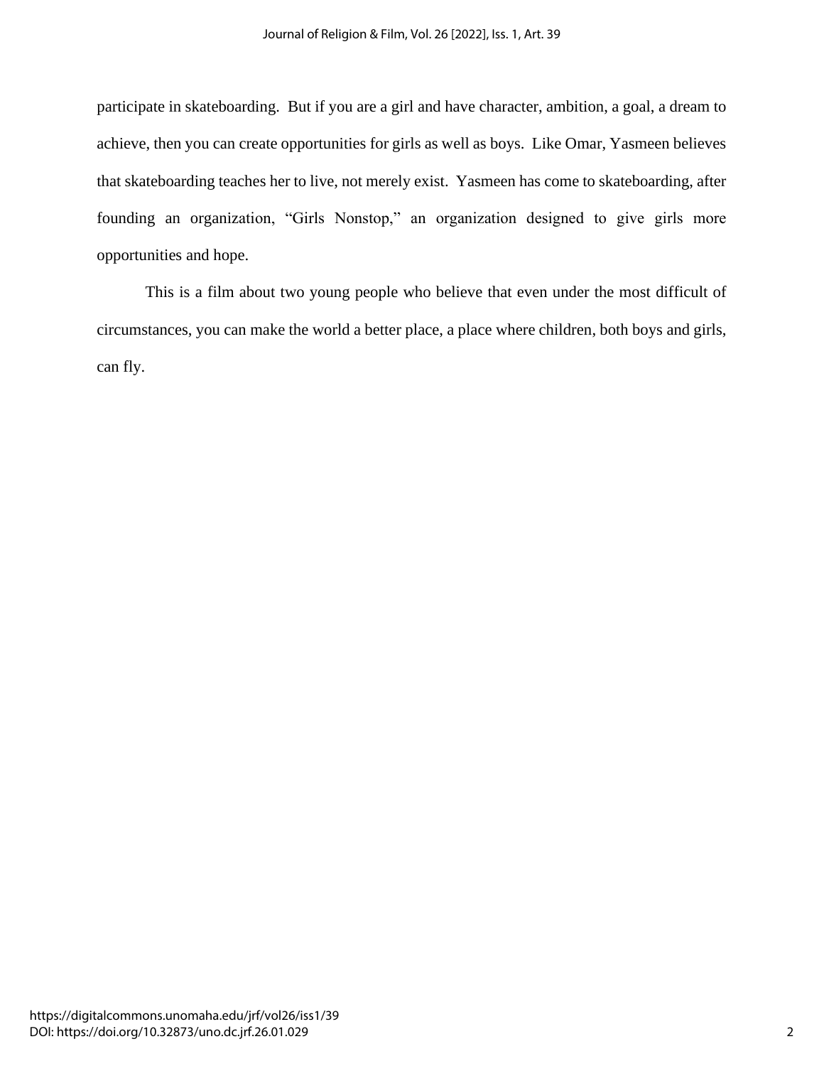participate in skateboarding. But if you are a girl and have character, ambition, a goal, a dream to achieve, then you can create opportunities for girls as well as boys. Like Omar, Yasmeen believes that skateboarding teaches her to live, not merely exist. Yasmeen has come to skateboarding, after founding an organization, "Girls Nonstop," an organization designed to give girls more opportunities and hope.

This is a film about two young people who believe that even under the most difficult of circumstances, you can make the world a better place, a place where children, both boys and girls, can fly.